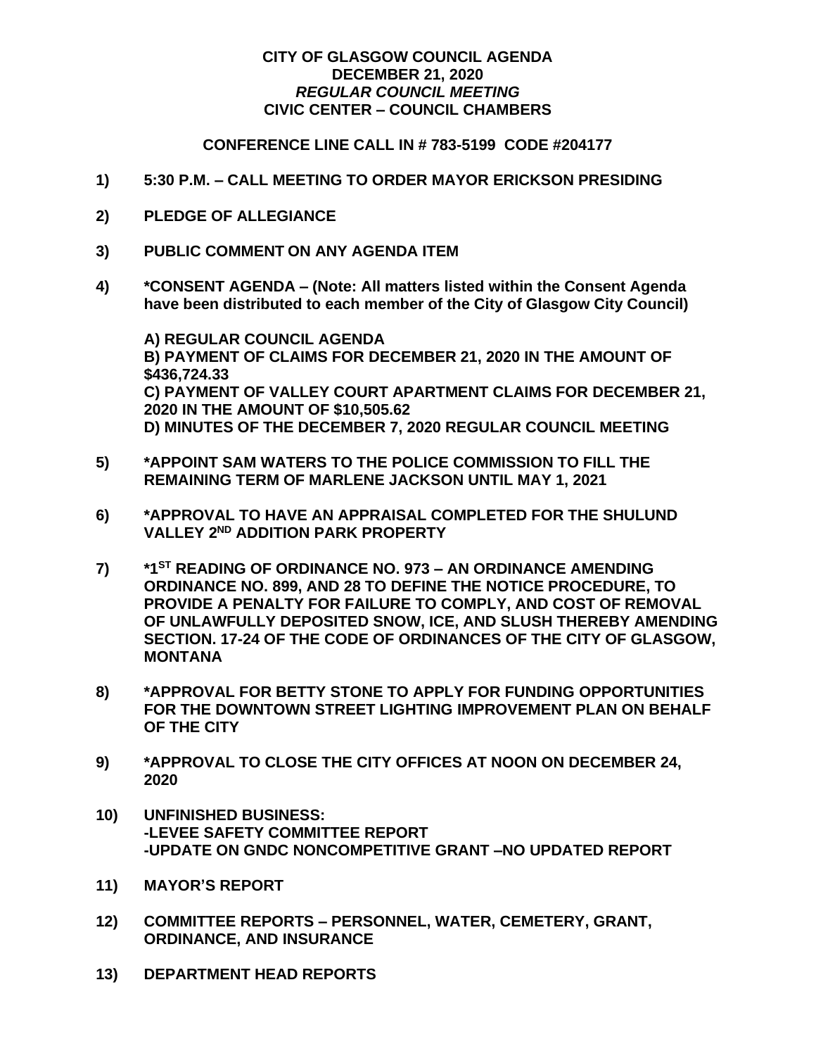# CITY OF GLASGOW COUNCIL AGENDA
## DECEMBER 21, 2020
### *REGULAR COUNCIL MEETING*
### CIVIC CENTER – COUNCIL CHAMBERS

**CONFERENCE LINE CALL IN # 783-5199 CODE #204177**

**1) 5:30 P.M. – CALL MEETING TO ORDER MAYOR ERICKSON PRESIDING**

**2) PLEDGE OF ALLEGIANCE**

**3) PUBLIC COMMENT ON ANY AGENDA ITEM**

**4) *CONSENT AGENDA – (Note: All matters listed within the Consent Agenda have been distributed to each member of the City of Glasgow City Council)**

**A) REGULAR COUNCIL AGENDA**
**B) PAYMENT OF CLAIMS FOR DECEMBER 21, 2020 IN THE AMOUNT OF $436,724.33**
**C) PAYMENT OF VALLEY COURT APARTMENT CLAIMS FOR DECEMBER 21, 2020 IN THE AMOUNT OF $10,505.62**
**D) MINUTES OF THE DECEMBER 7, 2020 REGULAR COUNCIL MEETING**

**5) *APPOINT SAM WATERS TO THE POLICE COMMISSION TO FILL THE REMAINING TERM OF MARLENE JACKSON UNTIL MAY 1, 2021**

**6) *APPROVAL TO HAVE AN APPRAISAL COMPLETED FOR THE SHULUND VALLEY 2ND ADDITION PARK PROPERTY**

**7) *1ST READING OF ORDINANCE NO. 973 – AN ORDINANCE AMENDING ORDINANCE NO. 899, AND 28 TO DEFINE THE NOTICE PROCEDURE, TO PROVIDE A PENALTY FOR FAILURE TO COMPLY, AND COST OF REMOVAL OF UNLAWFULLY DEPOSITED SNOW, ICE, AND SLUSH THEREBY AMENDING SECTION. 17-24 OF THE CODE OF ORDINANCES OF THE CITY OF GLASGOW, MONTANA**

**8) *APPROVAL FOR BETTY STONE TO APPLY FOR FUNDING OPPORTUNITIES FOR THE DOWNTOWN STREET LIGHTING IMPROVEMENT PLAN ON BEHALF OF THE CITY**

**9) *APPROVAL TO CLOSE THE CITY OFFICES AT NOON ON DECEMBER 24, 2020**

**10) UNFINISHED BUSINESS:**
**-LEVEE SAFETY COMMITTEE REPORT**
**-UPDATE ON GNDC NONCOMPETITIVE GRANT –NO UPDATED REPORT**

**11) MAYOR'S REPORT**

**12) COMMITTEE REPORTS – PERSONNEL, WATER, CEMETERY, GRANT, ORDINANCE, AND INSURANCE**

**13) DEPARTMENT HEAD REPORTS**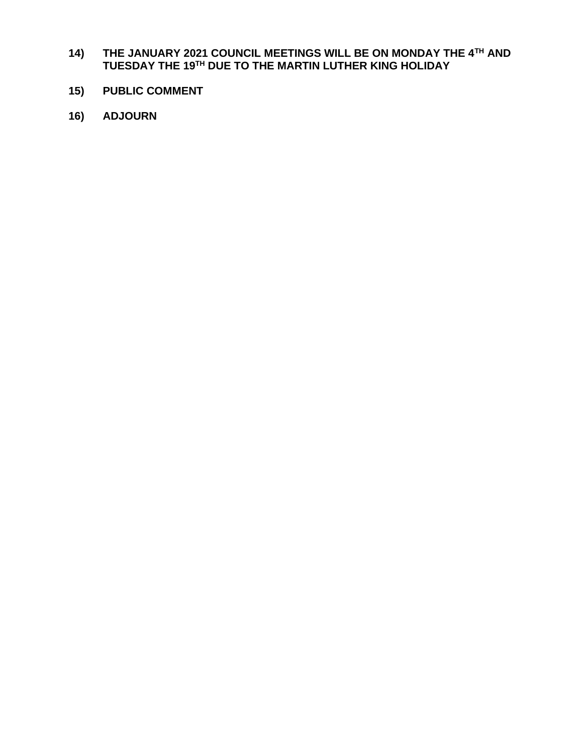**14) THE JANUARY 2021 COUNCIL MEETINGS WILL BE ON MONDAY THE 4TH AND TUESDAY THE 19TH DUE TO THE MARTIN LUTHER KING HOLIDAY**

**15) PUBLIC COMMENT**

**16) ADJOURN**